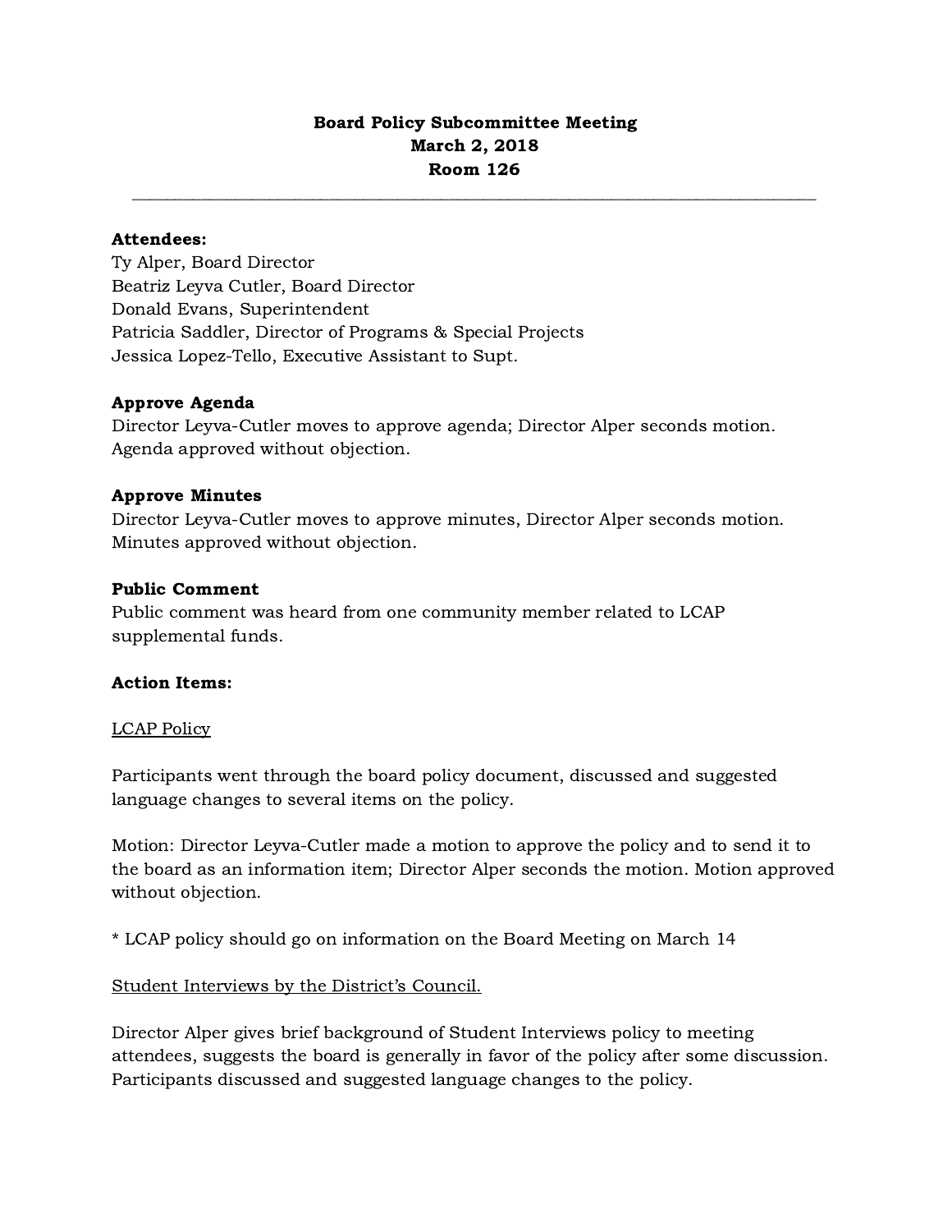**Board Policy Subcommittee Meeting**
**March 2, 2018**
**Room 126**

---

**Attendees:**
Ty Alper, Board Director
Beatriz Leyva Cutler, Board Director
Donald Evans, Superintendent
Patricia Saddler, Director of Programs & Special Projects
Jessica Lopez-Tello, Executive Assistant to Supt.

**Approve Agenda**
Director Leyva-Cutler moves to approve agenda; Director Alper seconds motion. Agenda approved without objection.

**Approve Minutes**
Director Leyva-Cutler moves to approve minutes, Director Alper seconds motion. Minutes approved without objection.

**Public Comment**
Public comment was heard from one community member related to LCAP supplemental funds.

**Action Items:**

<u>LCAP Policy</u>

Participants went through the board policy document, discussed and suggested language changes to several items on the policy.

Motion: Director Leyva-Cutler made a motion to approve the policy and to send it to the board as an information item; Director Alper seconds the motion. Motion approved without objection.

* LCAP policy should go on information on the Board Meeting on March 14

<u>Student Interviews by the District's Council.</u>

Director Alper gives brief background of Student Interviews policy to meeting attendees, suggests the board is generally in favor of the policy after some discussion. Participants discussed and suggested language changes to the policy.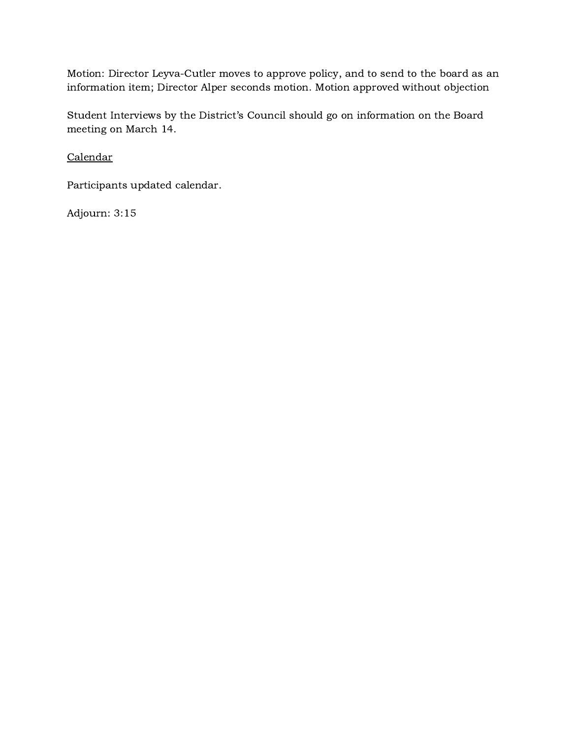Motion: Director Leyva-Cutler moves to approve policy, and to send to the board as an information item; Director Alper seconds motion. Motion approved without objection

Student Interviews by the District's Council should go on information on the Board meeting on March 14.

<u>Calendar</u>

Participants updated calendar.

Adjourn: 3:15